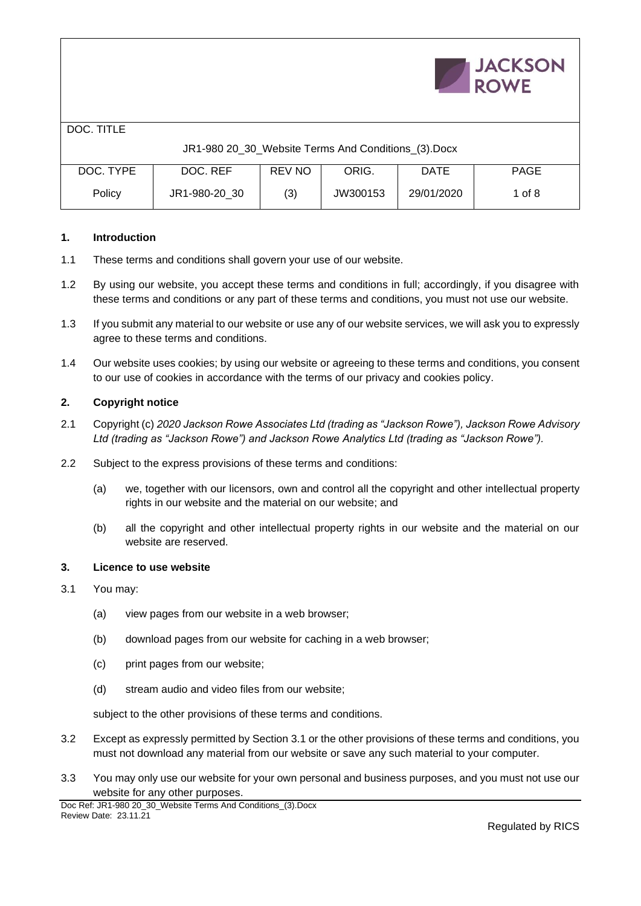| DOC. TITLE | | | | | |
|---|---|---|---|---|---|
| JR1-980 20_30_Website Terms And Conditions_(3).Docx | | | | | |
| DOC. TYPE | DOC. REF | REV NO | ORIG. | DATE | PAGE |
| Policy | JR1-980-20_30 | (3) | JW300153 | 29/01/2020 | 1 of 8 |

## 1. Introduction

1.1 These terms and conditions shall govern your use of our website.

1.2 By using our website, you accept these terms and conditions in full; accordingly, if you disagree with these terms and conditions or any part of these terms and conditions, you must not use our website.

1.3 If you submit any material to our website or use any of our website services, we will ask you to expressly agree to these terms and conditions.

1.4 Our website uses cookies; by using our website or agreeing to these terms and conditions, you consent to our use of cookies in accordance with the terms of our privacy and cookies policy.

## 2. Copyright notice

2.1 Copyright (c) *2020 Jackson Rowe Associates Ltd (trading as "Jackson Rowe"), Jackson Rowe Advisory Ltd (trading as "Jackson Rowe") and Jackson Rowe Analytics Ltd (trading as "Jackson Rowe").*

2.2 Subject to the express provisions of these terms and conditions:

(a) we, together with our licensors, own and control all the copyright and other intellectual property rights in our website and the material on our website; and

(b) all the copyright and other intellectual property rights in our website and the material on our website are reserved.

## 3. Licence to use website

3.1 You may:

(a) view pages from our website in a web browser;

(b) download pages from our website for caching in a web browser;

(c) print pages from our website;

(d) stream audio and video files from our website;

subject to the other provisions of these terms and conditions.

3.2 Except as expressly permitted by Section 3.1 or the other provisions of these terms and conditions, you must not download any material from our website or save any such material to your computer.

3.3 You may only use our website for your own personal and business purposes, and you must not use our website for any other purposes.

Doc Ref: JR1-980 20_30_Website Terms And Conditions_(3).Docx
Review Date: 23.11.21

Regulated by RICS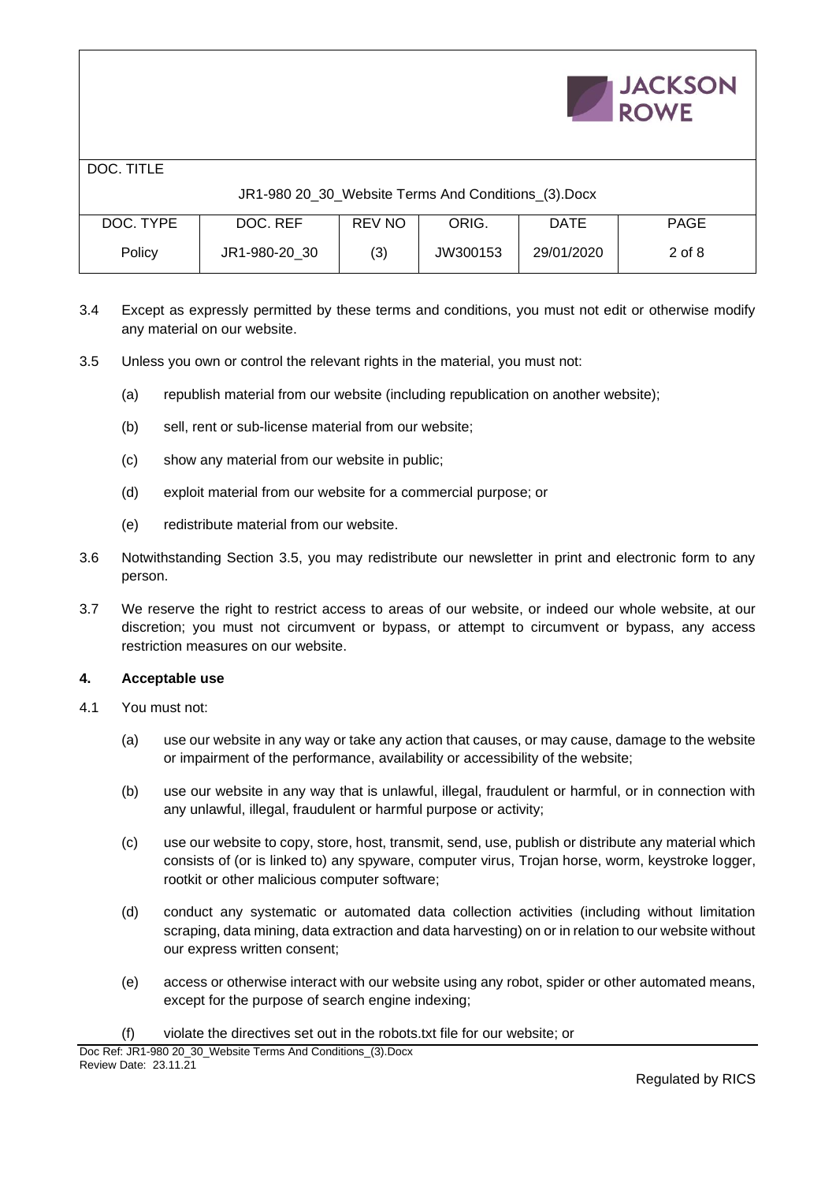3.4 Except as expressly permitted by these terms and conditions, you must not edit or otherwise modify any material on our website.

3.5 Unless you own or control the relevant rights in the material, you must not:

(a) republish material from our website (including republication on another website);

(b) sell, rent or sub-license material from our website;

(c) show any material from our website in public;

(d) exploit material from our website for a commercial purpose; or

(e) redistribute material from our website.

3.6 Notwithstanding Section 3.5, you may redistribute our newsletter in print and electronic form to any person.

3.7 We reserve the right to restrict access to areas of our website, or indeed our whole website, at our discretion; you must not circumvent or bypass, or attempt to circumvent or bypass, any access restriction measures on our website.

**4. Acceptable use**

4.1 You must not:

(a) use our website in any way or take any action that causes, or may cause, damage to the website or impairment of the performance, availability or accessibility of the website;

(b) use our website in any way that is unlawful, illegal, fraudulent or harmful, or in connection with any unlawful, illegal, fraudulent or harmful purpose or activity;

(c) use our website to copy, store, host, transmit, send, use, publish or distribute any material which consists of (or is linked to) any spyware, computer virus, Trojan horse, worm, keystroke logger, rootkit or other malicious computer software;

(d) conduct any systematic or automated data collection activities (including without limitation scraping, data mining, data extraction and data harvesting) on or in relation to our website without our express written consent;

(e) access or otherwise interact with our website using any robot, spider or other automated means, except for the purpose of search engine indexing;

(f) violate the directives set out in the robots.txt file for our website; or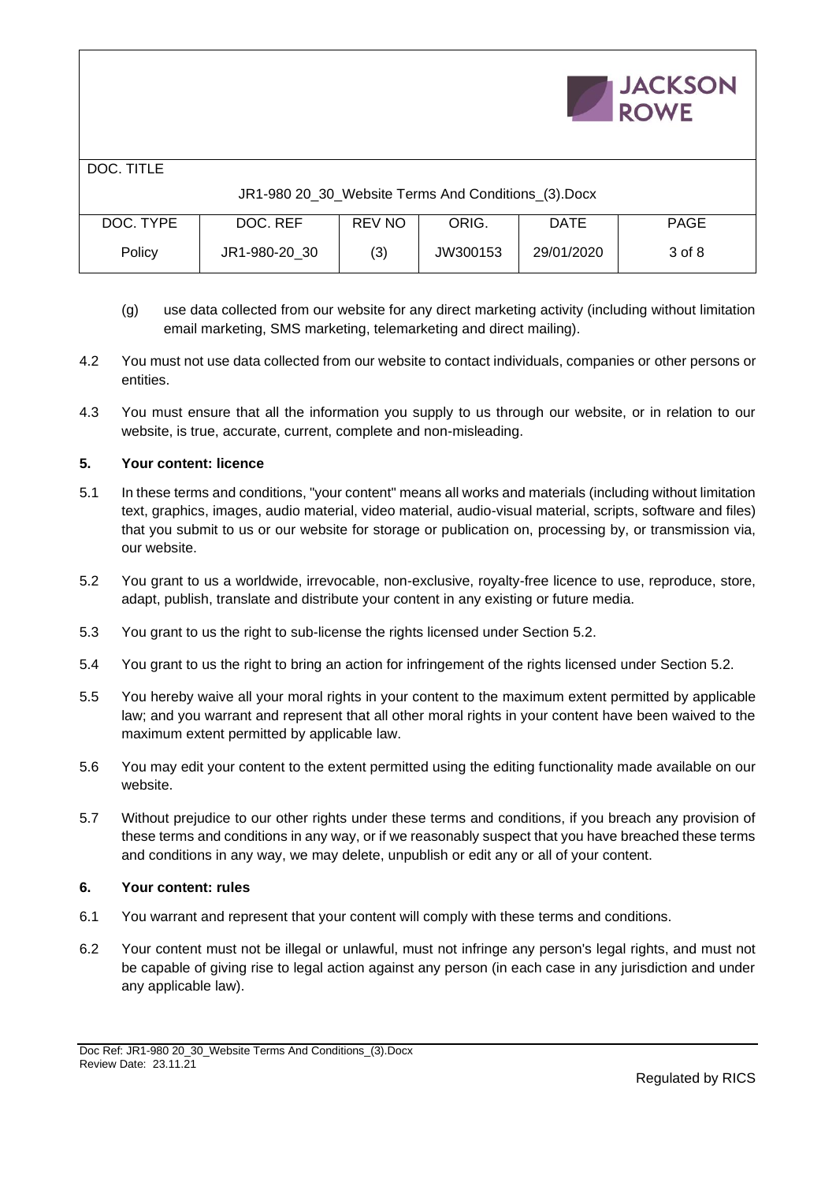(g) use data collected from our website for any direct marketing activity (including without limitation email marketing, SMS marketing, telemarketing and direct mailing).

4.2 You must not use data collected from our website to contact individuals, companies or other persons or entities.

4.3 You must ensure that all the information you supply to us through our website, or in relation to our website, is true, accurate, current, complete and non-misleading.

**5. Your content: licence**

5.1 In these terms and conditions, "your content" means all works and materials (including without limitation text, graphics, images, audio material, video material, audio-visual material, scripts, software and files) that you submit to us or our website for storage or publication on, processing by, or transmission via, our website.

5.2 You grant to us a worldwide, irrevocable, non-exclusive, royalty-free licence to use, reproduce, store, adapt, publish, translate and distribute your content in any existing or future media.

5.3 You grant to us the right to sub-license the rights licensed under Section 5.2.

5.4 You grant to us the right to bring an action for infringement of the rights licensed under Section 5.2.

5.5 You hereby waive all your moral rights in your content to the maximum extent permitted by applicable law; and you warrant and represent that all other moral rights in your content have been waived to the maximum extent permitted by applicable law.

5.6 You may edit your content to the extent permitted using the editing functionality made available on our website.

5.7 Without prejudice to our other rights under these terms and conditions, if you breach any provision of these terms and conditions in any way, or if we reasonably suspect that you have breached these terms and conditions in any way, we may delete, unpublish or edit any or all of your content.

**6. Your content: rules**

6.1 You warrant and represent that your content will comply with these terms and conditions.

6.2 Your content must not be illegal or unlawful, must not infringe any person's legal rights, and must not be capable of giving rise to legal action against any person (in each case in any jurisdiction and under any applicable law).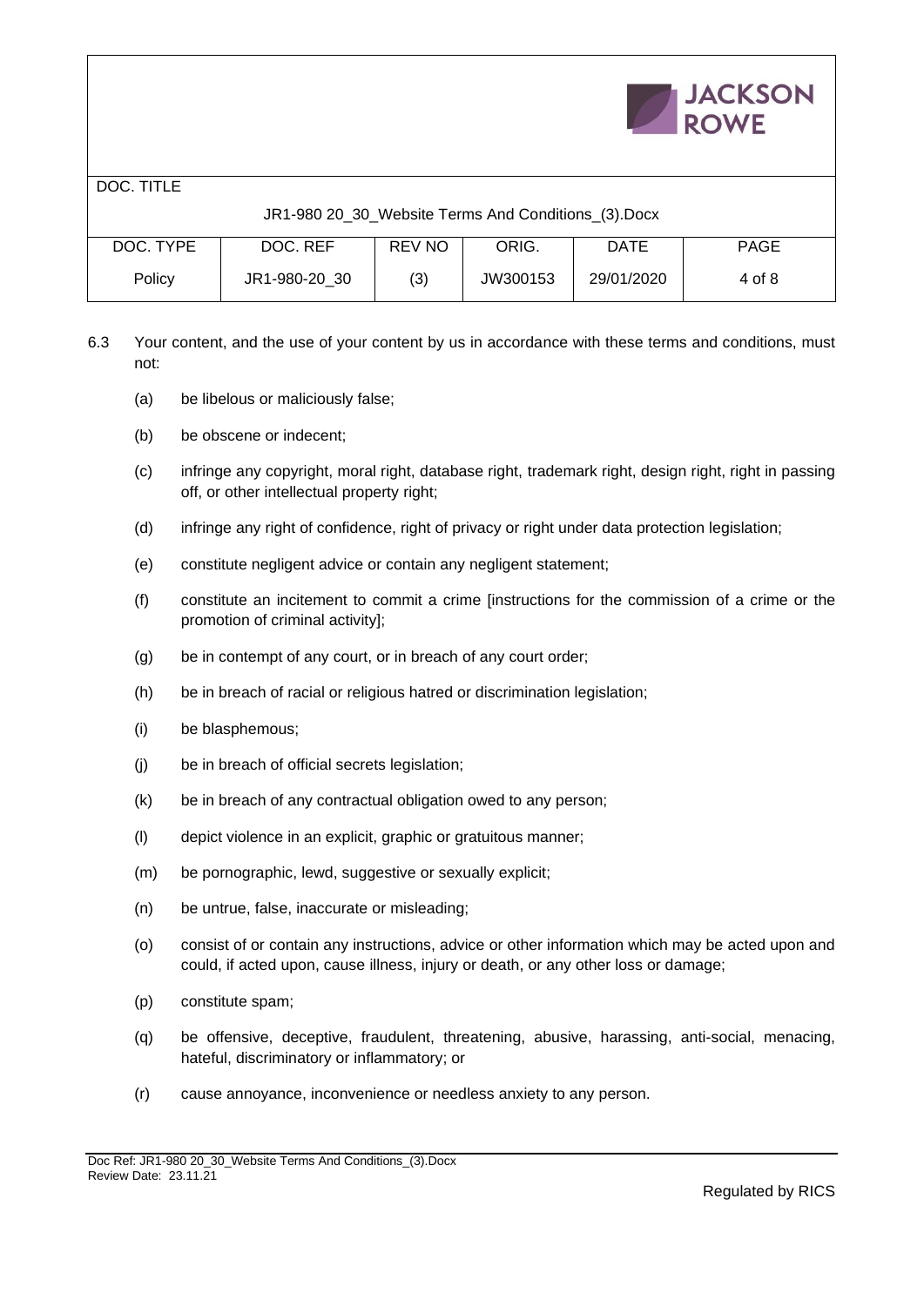6.3 Your content, and the use of your content by us in accordance with these terms and conditions, must not:

(a) be libelous or maliciously false;

(b) be obscene or indecent;

(c) infringe any copyright, moral right, database right, trademark right, design right, right in passing off, or other intellectual property right;

(d) infringe any right of confidence, right of privacy or right under data protection legislation;

(e) constitute negligent advice or contain any negligent statement;

(f) constitute an incitement to commit a crime [instructions for the commission of a crime or the promotion of criminal activity];

(g) be in contempt of any court, or in breach of any court order;

(h) be in breach of racial or religious hatred or discrimination legislation;

(i) be blasphemous;

(j) be in breach of official secrets legislation;

(k) be in breach of any contractual obligation owed to any person;

(l) depict violence in an explicit, graphic or gratuitous manner;

(m) be pornographic, lewd, suggestive or sexually explicit;

(n) be untrue, false, inaccurate or misleading;

(o) consist of or contain any instructions, advice or other information which may be acted upon and could, if acted upon, cause illness, injury or death, or any other loss or damage;

(p) constitute spam;

(q) be offensive, deceptive, fraudulent, threatening, abusive, harassing, anti-social, menacing, hateful, discriminatory or inflammatory; or

(r) cause annoyance, inconvenience or needless anxiety to any person.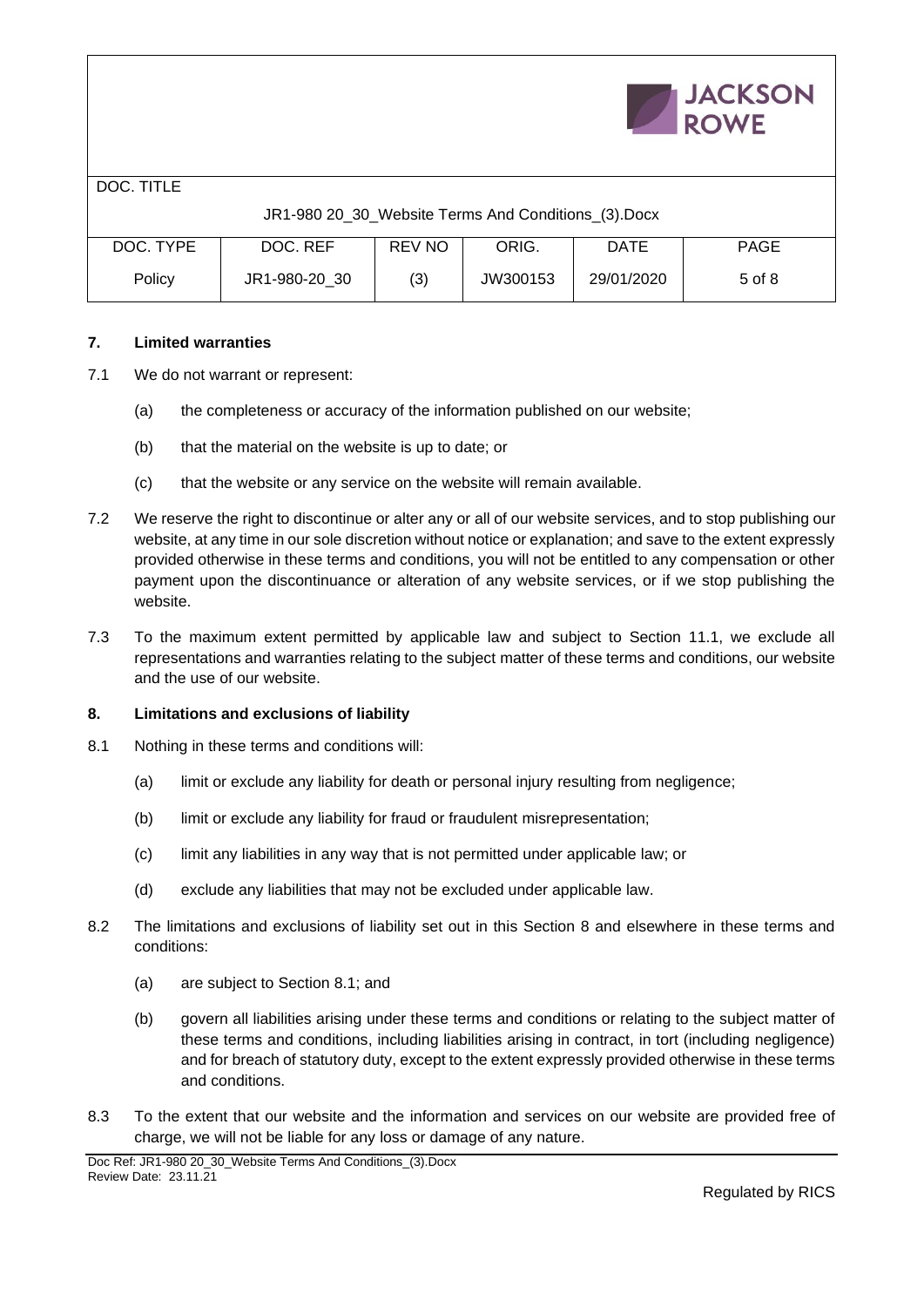## 7. Limited warranties

7.1 We do not warrant or represent:

(a) the completeness or accuracy of the information published on our website;

(b) that the material on the website is up to date; or

(c) that the website or any service on the website will remain available.

7.2 We reserve the right to discontinue or alter any or all of our website services, and to stop publishing our website, at any time in our sole discretion without notice or explanation; and save to the extent expressly provided otherwise in these terms and conditions, you will not be entitled to any compensation or other payment upon the discontinuance or alteration of any website services, or if we stop publishing the website.

7.3 To the maximum extent permitted by applicable law and subject to Section 11.1, we exclude all representations and warranties relating to the subject matter of these terms and conditions, our website and the use of our website.

## 8. Limitations and exclusions of liability

8.1 Nothing in these terms and conditions will:

(a) limit or exclude any liability for death or personal injury resulting from negligence;

(b) limit or exclude any liability for fraud or fraudulent misrepresentation;

(c) limit any liabilities in any way that is not permitted under applicable law; or

(d) exclude any liabilities that may not be excluded under applicable law.

8.2 The limitations and exclusions of liability set out in this Section 8 and elsewhere in these terms and conditions:

(a) are subject to Section 8.1; and

(b) govern all liabilities arising under these terms and conditions or relating to the subject matter of these terms and conditions, including liabilities arising in contract, in tort (including negligence) and for breach of statutory duty, except to the extent expressly provided otherwise in these terms and conditions.

8.3 To the extent that our website and the information and services on our website are provided free of charge, we will not be liable for any loss or damage of any nature.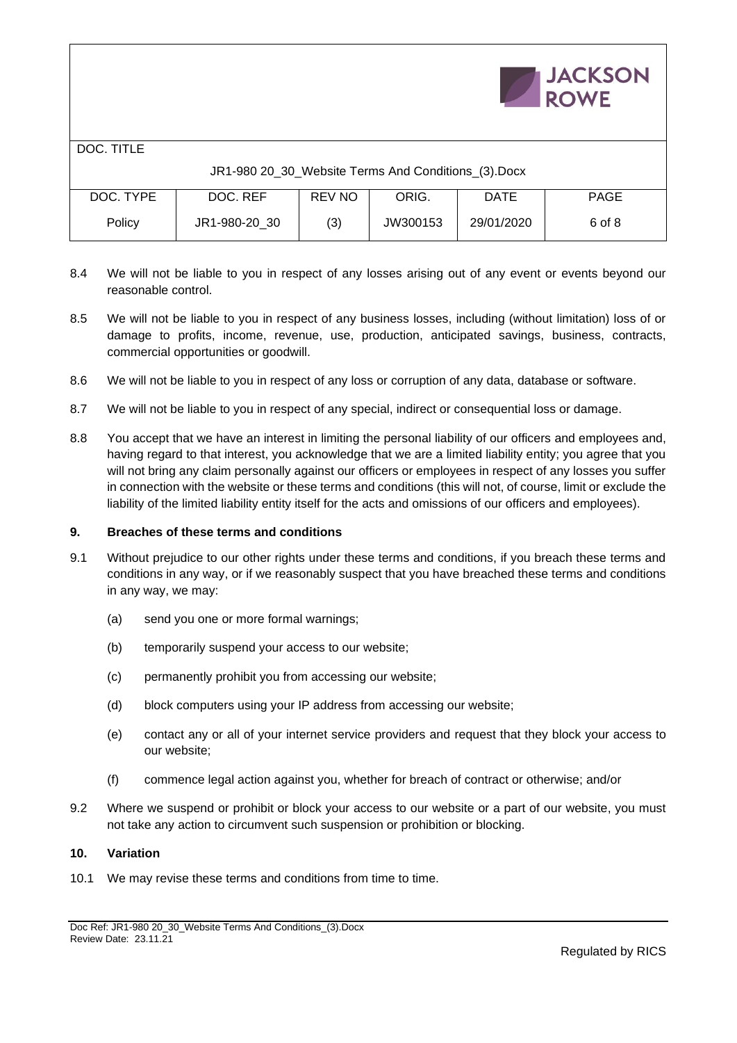8.4 We will not be liable to you in respect of any losses arising out of any event or events beyond our reasonable control.

8.5 We will not be liable to you in respect of any business losses, including (without limitation) loss of or damage to profits, income, revenue, use, production, anticipated savings, business, contracts, commercial opportunities or goodwill.

8.6 We will not be liable to you in respect of any loss or corruption of any data, database or software.

8.7 We will not be liable to you in respect of any special, indirect or consequential loss or damage.

8.8 You accept that we have an interest in limiting the personal liability of our officers and employees and, having regard to that interest, you acknowledge that we are a limited liability entity; you agree that you will not bring any claim personally against our officers or employees in respect of any losses you suffer in connection with the website or these terms and conditions (this will not, of course, limit or exclude the liability of the limited liability entity itself for the acts and omissions of our officers and employees).

## 9. Breaches of these terms and conditions

9.1 Without prejudice to our other rights under these terms and conditions, if you breach these terms and conditions in any way, or if we reasonably suspect that you have breached these terms and conditions in any way, we may:

(a) send you one or more formal warnings;

(b) temporarily suspend your access to our website;

(c) permanently prohibit you from accessing our website;

(d) block computers using your IP address from accessing our website;

(e) contact any or all of your internet service providers and request that they block your access to our website;

(f) commence legal action against you, whether for breach of contract or otherwise; and/or

9.2 Where we suspend or prohibit or block your access to our website or a part of our website, you must not take any action to circumvent such suspension or prohibition or blocking.

## 10. Variation

10.1 We may revise these terms and conditions from time to time.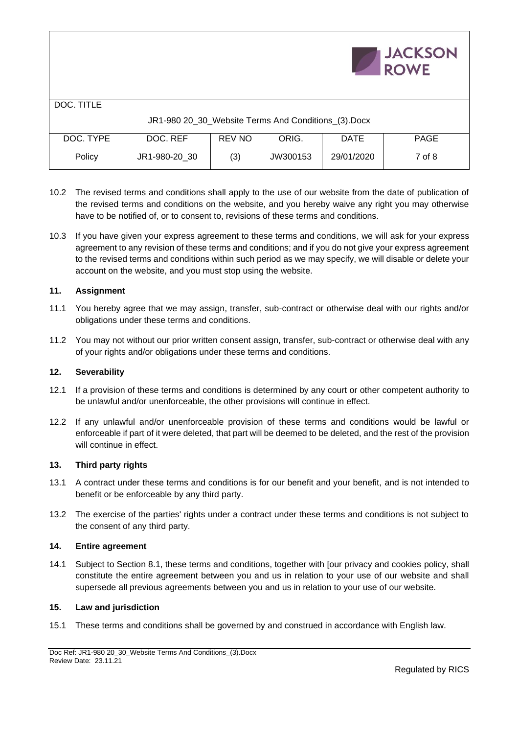10.2 The revised terms and conditions shall apply to the use of our website from the date of publication of the revised terms and conditions on the website, and you hereby waive any right you may otherwise have to be notified of, or to consent to, revisions of these terms and conditions.

10.3 If you have given your express agreement to these terms and conditions, we will ask for your express agreement to any revision of these terms and conditions; and if you do not give your express agreement to the revised terms and conditions within such period as we may specify, we will disable or delete your account on the website, and you must stop using the website.

## 11. Assignment

11.1 You hereby agree that we may assign, transfer, sub-contract or otherwise deal with our rights and/or obligations under these terms and conditions.

11.2 You may not without our prior written consent assign, transfer, sub-contract or otherwise deal with any of your rights and/or obligations under these terms and conditions.

## 12. Severability

12.1 If a provision of these terms and conditions is determined by any court or other competent authority to be unlawful and/or unenforceable, the other provisions will continue in effect.

12.2 If any unlawful and/or unenforceable provision of these terms and conditions would be lawful or enforceable if part of it were deleted, that part will be deemed to be deleted, and the rest of the provision will continue in effect.

## 13. Third party rights

13.1 A contract under these terms and conditions is for our benefit and your benefit, and is not intended to benefit or be enforceable by any third party.

13.2 The exercise of the parties' rights under a contract under these terms and conditions is not subject to the consent of any third party.

## 14. Entire agreement

14.1 Subject to Section 8.1, these terms and conditions, together with [our privacy and cookies policy, shall constitute the entire agreement between you and us in relation to your use of our website and shall supersede all previous agreements between you and us in relation to your use of our website.

## 15. Law and jurisdiction

15.1 These terms and conditions shall be governed by and construed in accordance with English law.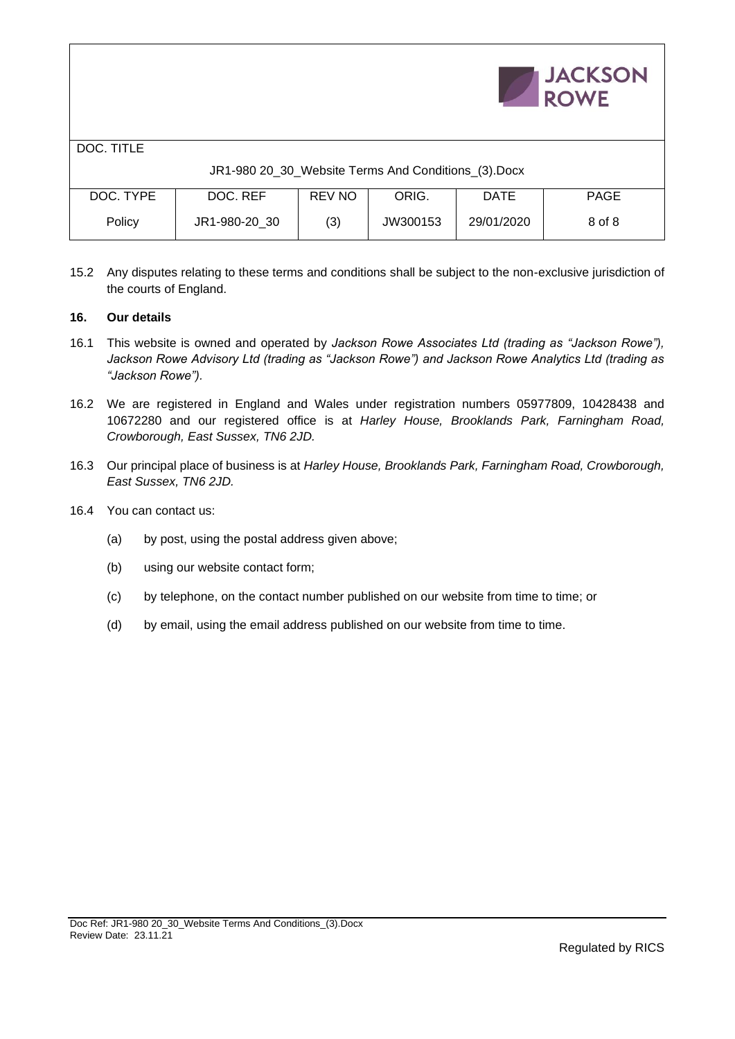15.2 Any disputes relating to these terms and conditions shall be subject to the non-exclusive jurisdiction of the courts of England.

## 16. Our details

16.1 This website is owned and operated by *Jackson Rowe Associates Ltd (trading as "Jackson Rowe"), Jackson Rowe Advisory Ltd (trading as "Jackson Rowe") and Jackson Rowe Analytics Ltd (trading as "Jackson Rowe").*

16.2 We are registered in England and Wales under registration numbers 05977809, 10428438 and 10672280 and our registered office is at *Harley House, Brooklands Park, Farningham Road, Crowborough, East Sussex, TN6 2JD.*

16.3 Our principal place of business is at *Harley House, Brooklands Park, Farningham Road, Crowborough, East Sussex, TN6 2JD.*

16.4 You can contact us:

(a) by post, using the postal address given above;

(b) using our website contact form;

(c) by telephone, on the contact number published on our website from time to time; or

(d) by email, using the email address published on our website from time to time.